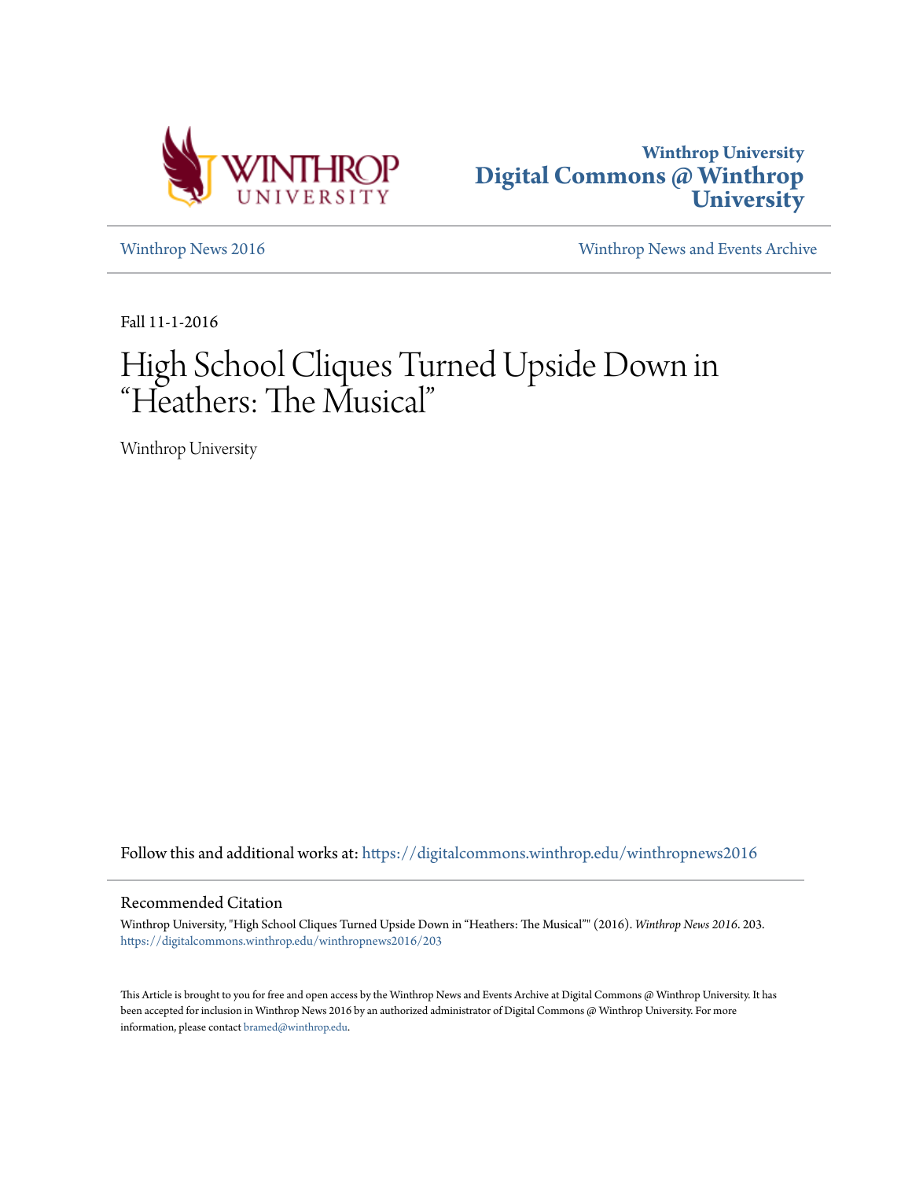Winthrop University
**Digital Commons @ Winthrop University**

Winthrop News 2016 | Winthrop News and Events Archive

Fall 11-1-2016

# High School Cliques Turned Upside Down in “Heathers: The Musical”

Winthrop University

Follow this and additional works at: https://digitalcommons.winthrop.edu/winthropnews2016

## Recommended Citation

Winthrop University, "High School Cliques Turned Upside Down in “Heathers: The Musical”" (2016). *Winthrop News 2016*. 203.
https://digitalcommons.winthrop.edu/winthropnews2016/203

This Article is brought to you for free and open access by the Winthrop News and Events Archive at Digital Commons @ Winthrop University. It has been accepted for inclusion in Winthrop News 2016 by an authorized administrator of Digital Commons @ Winthrop University. For more information, please contact bramed@winthrop.edu.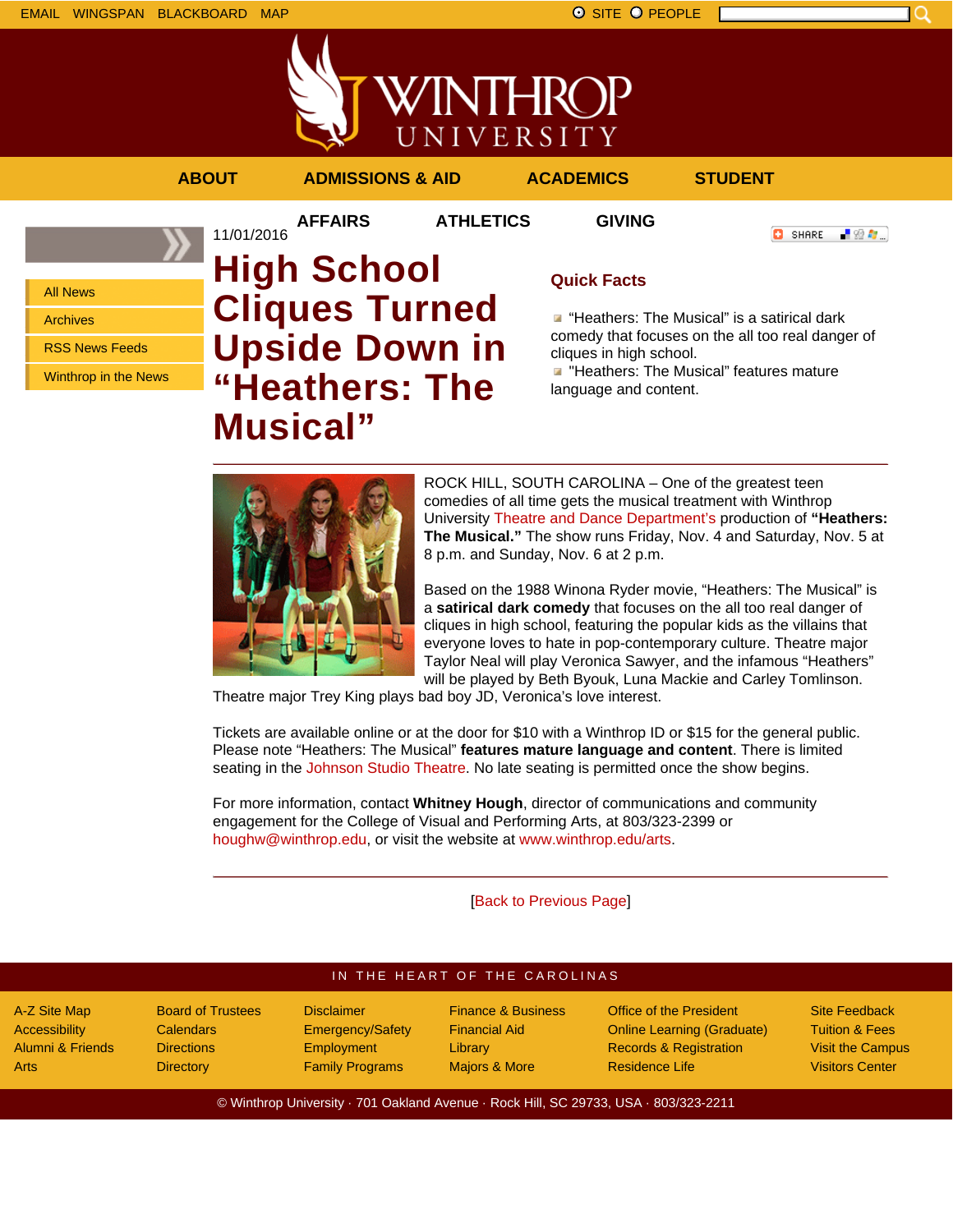EMAIL WINGSPAN BLACKBOARD MAP

SITE PEOPLE

WINTHROP UNIVERSITY

ABOUT ADMISSIONS & AID ACADEMICS STUDENT AFFAIRS ATHLETICS GIVING

- All News
- Archives
- RSS News Feeds
- Winthrop in the News

11/01/2016

# High School Cliques Turned Upside Down in “Heathers: The Musical”

SHARE

## Quick Facts

- “Heathers: The Musical” is a satirical dark comedy that focuses on the all too real danger of cliques in high school.
- "Heathers: The Musical" features mature language and content.

---

ROCK HILL, SOUTH CAROLINA – One of the greatest teen comedies of all time gets the musical treatment with Winthrop University Theatre and Dance Department's production of **“Heathers: The Musical.”** The show runs Friday, Nov. 4 and Saturday, Nov. 5 at 8 p.m. and Sunday, Nov. 6 at 2 p.m.

Based on the 1988 Winona Ryder movie, “Heathers: The Musical” is a **satirical dark comedy** that focuses on the all too real danger of cliques in high school, featuring the popular kids as the villains that everyone loves to hate in pop-contemporary culture. Theatre major Taylor Neal will play Veronica Sawyer, and the infamous “Heathers” will be played by Beth Byouk, Luna Mackie and Carley Tomlinson. Theatre major Trey King plays bad boy JD, Veronica's love interest.

Tickets are available online or at the door for $10 with a Winthrop ID or $15 for the general public. Please note “Heathers: The Musical” **features mature language and content**. There is limited seating in the Johnson Studio Theatre. No late seating is permitted once the show begins.

For more information, contact **Whitney Hough**, director of communications and community engagement for the College of Visual and Performing Arts, at 803/323-2399 or houghw@winthrop.edu, or visit the website at www.winthrop.edu/arts.

---

[Back to Previous Page]

IN THE HEART OF THE CAROLINAS

| | | | | | |
|---|---|---|---|---|---|
| A-Z Site Map | Board of Trustees | Disclaimer | Finance & Business | Office of the President | Site Feedback |
| Accessibility | Calendars | Emergency/Safety | Financial Aid | Online Learning (Graduate) | Tuition & Fees |
| Alumni & Friends | Directions | Employment | Library | Records & Registration | Visit the Campus |
| Arts | Directory | Family Programs | Majors & More | Residence Life | Visitors Center |

© Winthrop University · 701 Oakland Avenue · Rock Hill, SC 29733, USA · 803/323-2211